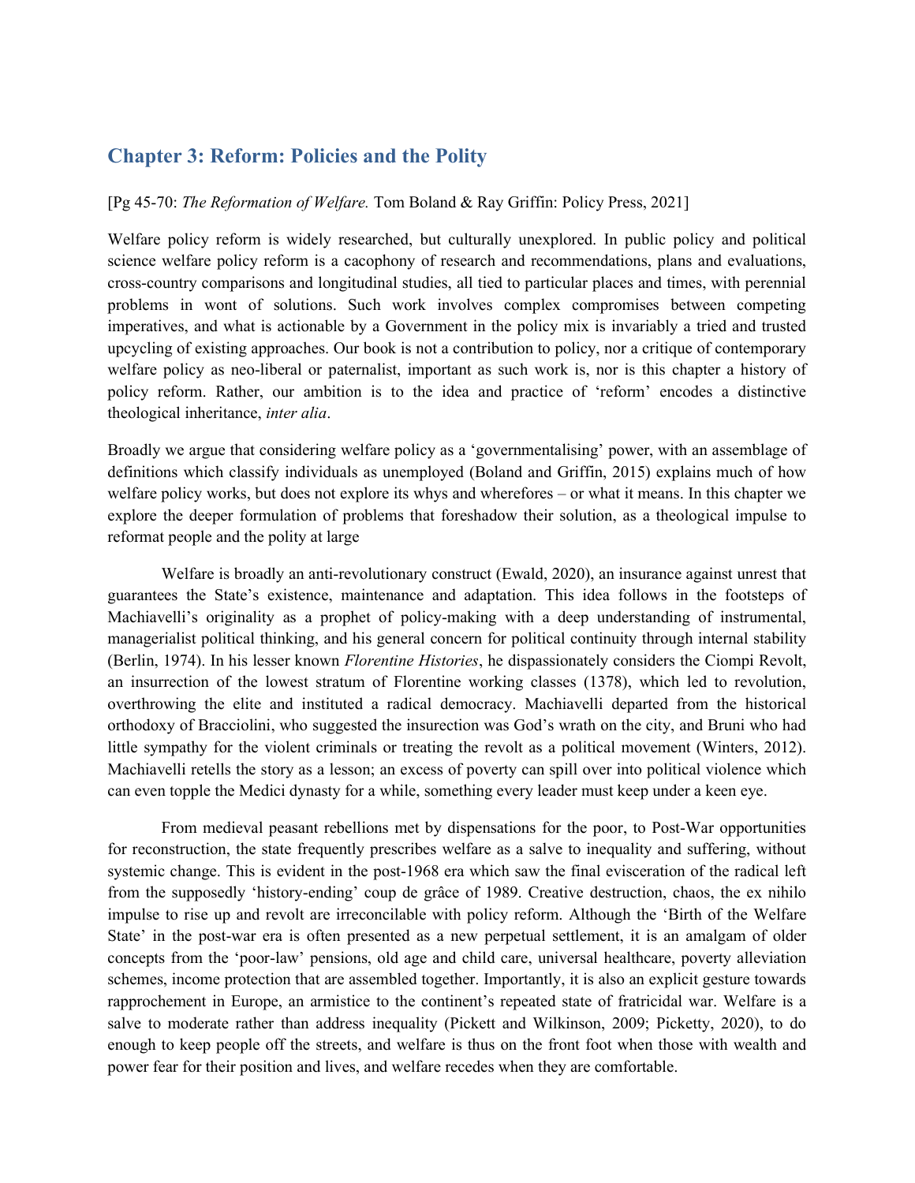## Chapter 3: Reform: Policies and the Polity

[Pg 45-70: *The Reformation of Welfare.* Tom Boland & Ray Griffin: Policy Press, 2021]

Welfare policy reform is widely researched, but culturally unexplored. In public policy and political science welfare policy reform is a cacophony of research and recommendations, plans and evaluations, cross-country comparisons and longitudinal studies, all tied to particular places and times, with perennial problems in wont of solutions. Such work involves complex compromises between competing imperatives, and what is actionable by a Government in the policy mix is invariably a tried and trusted upcycling of existing approaches. Our book is not a contribution to policy, nor a critique of contemporary welfare policy as neo-liberal or paternalist, important as such work is, nor is this chapter a history of policy reform. Rather, our ambition is to the idea and practice of 'reform' encodes a distinctive theological inheritance, *inter alia*.

Broadly we argue that considering welfare policy as a 'governmentalising' power, with an assemblage of definitions which classify individuals as unemployed (Boland and Griffin, 2015) explains much of how welfare policy works, but does not explore its whys and wherefores – or what it means. In this chapter we explore the deeper formulation of problems that foreshadow their solution, as a theological impulse to reformat people and the polity at large

Welfare is broadly an anti-revolutionary construct (Ewald, 2020), an insurance against unrest that guarantees the State's existence, maintenance and adaptation. This idea follows in the footsteps of Machiavelli's originality as a prophet of policy-making with a deep understanding of instrumental, managerialist political thinking, and his general concern for political continuity through internal stability (Berlin, 1974). In his lesser known *Florentine Histories*, he dispassionately considers the Ciompi Revolt, an insurrection of the lowest stratum of Florentine working classes (1378), which led to revolution, overthrowing the elite and instituted a radical democracy. Machiavelli departed from the historical orthodoxy of Bracciolini, who suggested the insurection was God's wrath on the city, and Bruni who had little sympathy for the violent criminals or treating the revolt as a political movement (Winters, 2012). Machiavelli retells the story as a lesson; an excess of poverty can spill over into political violence which can even topple the Medici dynasty for a while, something every leader must keep under a keen eye.

From medieval peasant rebellions met by dispensations for the poor, to Post-War opportunities for reconstruction, the state frequently prescribes welfare as a salve to inequality and suffering, without systemic change. This is evident in the post-1968 era which saw the final evisceration of the radical left from the supposedly 'history-ending' coup de grâce of 1989. Creative destruction, chaos, the ex nihilo impulse to rise up and revolt are irreconcilable with policy reform. Although the 'Birth of the Welfare State' in the post-war era is often presented as a new perpetual settlement, it is an amalgam of older concepts from the 'poor-law' pensions, old age and child care, universal healthcare, poverty alleviation schemes, income protection that are assembled together. Importantly, it is also an explicit gesture towards rapprochement in Europe, an armistice to the continent's repeated state of fratricidal war. Welfare is a salve to moderate rather than address inequality (Pickett and Wilkinson, 2009; Picketty, 2020), to do enough to keep people off the streets, and welfare is thus on the front foot when those with wealth and power fear for their position and lives, and welfare recedes when they are comfortable.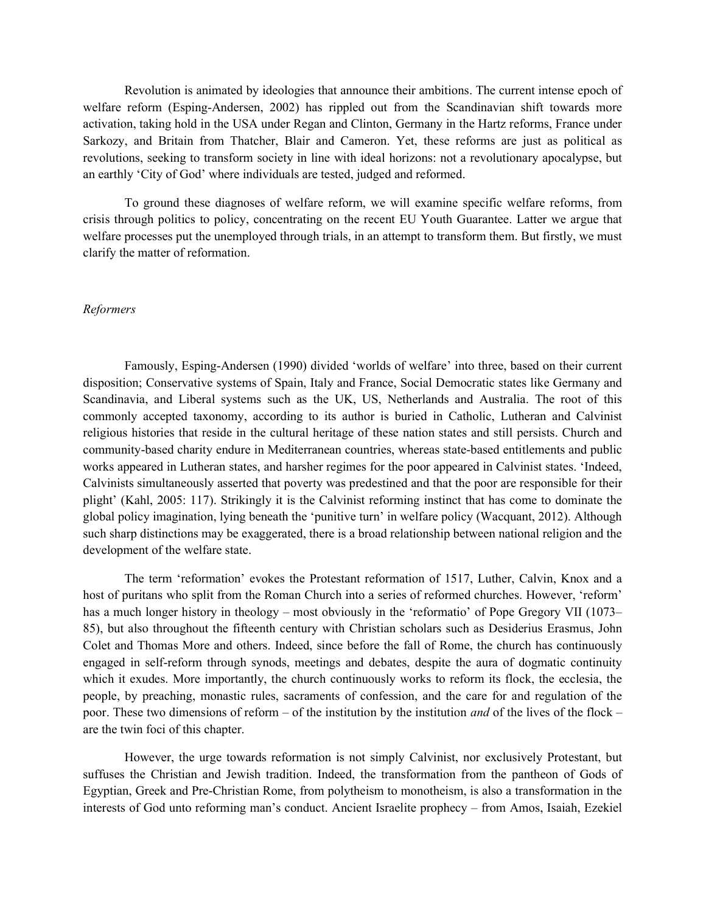Revolution is animated by ideologies that announce their ambitions. The current intense epoch of welfare reform (Esping-Andersen, 2002) has rippled out from the Scandinavian shift towards more activation, taking hold in the USA under Regan and Clinton, Germany in the Hartz reforms, France under Sarkozy, and Britain from Thatcher, Blair and Cameron. Yet, these reforms are just as political as revolutions, seeking to transform society in line with ideal horizons: not a revolutionary apocalypse, but an earthly 'City of God' where individuals are tested, judged and reformed.

To ground these diagnoses of welfare reform, we will examine specific welfare reforms, from crisis through politics to policy, concentrating on the recent EU Youth Guarantee. Latter we argue that welfare processes put the unemployed through trials, in an attempt to transform them. But firstly, we must clarify the matter of reformation.

### *Reformers*

Famously, Esping-Andersen (1990) divided 'worlds of welfare' into three, based on their current disposition; Conservative systems of Spain, Italy and France, Social Democratic states like Germany and Scandinavia, and Liberal systems such as the UK, US, Netherlands and Australia. The root of this commonly accepted taxonomy, according to its author is buried in Catholic, Lutheran and Calvinist religious histories that reside in the cultural heritage of these nation states and still persists. Church and community-based charity endure in Mediterranean countries, whereas state-based entitlements and public works appeared in Lutheran states, and harsher regimes for the poor appeared in Calvinist states. 'Indeed, Calvinists simultaneously asserted that poverty was predestined and that the poor are responsible for their plight' (Kahl, 2005: 117). Strikingly it is the Calvinist reforming instinct that has come to dominate the global policy imagination, lying beneath the 'punitive turn' in welfare policy (Wacquant, 2012). Although such sharp distinctions may be exaggerated, there is a broad relationship between national religion and the development of the welfare state.

The term 'reformation' evokes the Protestant reformation of 1517, Luther, Calvin, Knox and a host of puritans who split from the Roman Church into a series of reformed churches. However, 'reform' has a much longer history in theology – most obviously in the 'reformatio' of Pope Gregory VII (1073–85), but also throughout the fifteenth century with Christian scholars such as Desiderius Erasmus, John Colet and Thomas More and others. Indeed, since before the fall of Rome, the church has continuously engaged in self-reform through synods, meetings and debates, despite the aura of dogmatic continuity which it exudes. More importantly, the church continuously works to reform its flock, the ecclesia, the people, by preaching, monastic rules, sacraments of confession, and the care for and regulation of the poor. These two dimensions of reform – of the institution by the institution *and* of the lives of the flock – are the twin foci of this chapter.

However, the urge towards reformation is not simply Calvinist, nor exclusively Protestant, but suffuses the Christian and Jewish tradition. Indeed, the transformation from the pantheon of Gods of Egyptian, Greek and Pre-Christian Rome, from polytheism to monotheism, is also a transformation in the interests of God unto reforming man's conduct. Ancient Israelite prophecy – from Amos, Isaiah, Ezekiel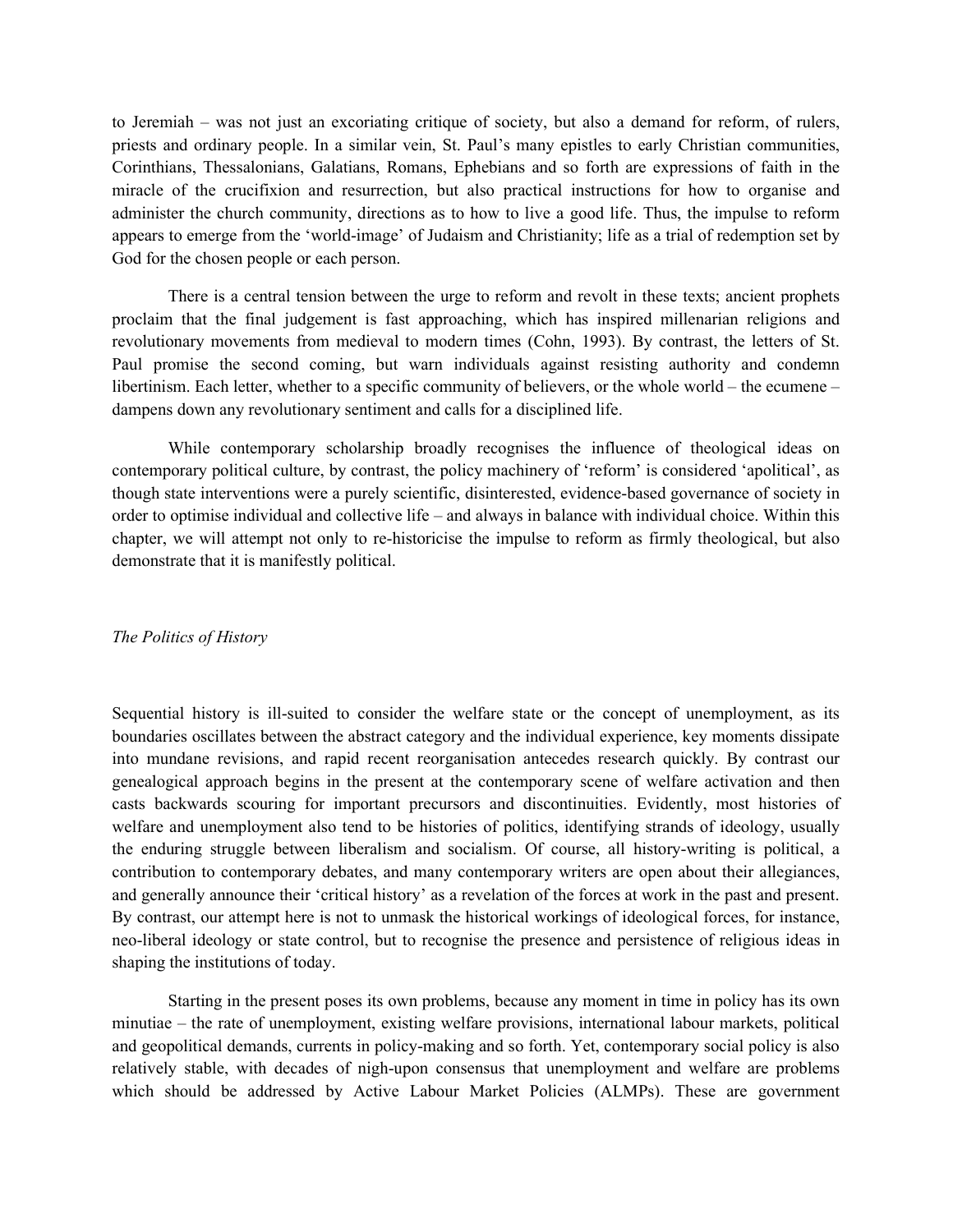to Jeremiah – was not just an excoriating critique of society, but also a demand for reform, of rulers, priests and ordinary people. In a similar vein, St. Paul's many epistles to early Christian communities, Corinthians, Thessalonians, Galatians, Romans, Ephebians and so forth are expressions of faith in the miracle of the crucifixion and resurrection, but also practical instructions for how to organise and administer the church community, directions as to how to live a good life. Thus, the impulse to reform appears to emerge from the 'world-image' of Judaism and Christianity; life as a trial of redemption set by God for the chosen people or each person.

There is a central tension between the urge to reform and revolt in these texts; ancient prophets proclaim that the final judgement is fast approaching, which has inspired millenarian religions and revolutionary movements from medieval to modern times (Cohn, 1993). By contrast, the letters of St. Paul promise the second coming, but warn individuals against resisting authority and condemn libertinism. Each letter, whether to a specific community of believers, or the whole world – the ecumene – dampens down any revolutionary sentiment and calls for a disciplined life.

While contemporary scholarship broadly recognises the influence of theological ideas on contemporary political culture, by contrast, the policy machinery of 'reform' is considered 'apolitical', as though state interventions were a purely scientific, disinterested, evidence-based governance of society in order to optimise individual and collective life – and always in balance with individual choice. Within this chapter, we will attempt not only to re-historicise the impulse to reform as firmly theological, but also demonstrate that it is manifestly political.

*The Politics of History*

Sequential history is ill-suited to consider the welfare state or the concept of unemployment, as its boundaries oscillates between the abstract category and the individual experience, key moments dissipate into mundane revisions, and rapid recent reorganisation antecedes research quickly. By contrast our genealogical approach begins in the present at the contemporary scene of welfare activation and then casts backwards scouring for important precursors and discontinuities. Evidently, most histories of welfare and unemployment also tend to be histories of politics, identifying strands of ideology, usually the enduring struggle between liberalism and socialism. Of course, all history-writing is political, a contribution to contemporary debates, and many contemporary writers are open about their allegiances, and generally announce their 'critical history' as a revelation of the forces at work in the past and present. By contrast, our attempt here is not to unmask the historical workings of ideological forces, for instance, neo-liberal ideology or state control, but to recognise the presence and persistence of religious ideas in shaping the institutions of today.

Starting in the present poses its own problems, because any moment in time in policy has its own minutiae – the rate of unemployment, existing welfare provisions, international labour markets, political and geopolitical demands, currents in policy-making and so forth. Yet, contemporary social policy is also relatively stable, with decades of nigh-upon consensus that unemployment and welfare are problems which should be addressed by Active Labour Market Policies (ALMPs). These are government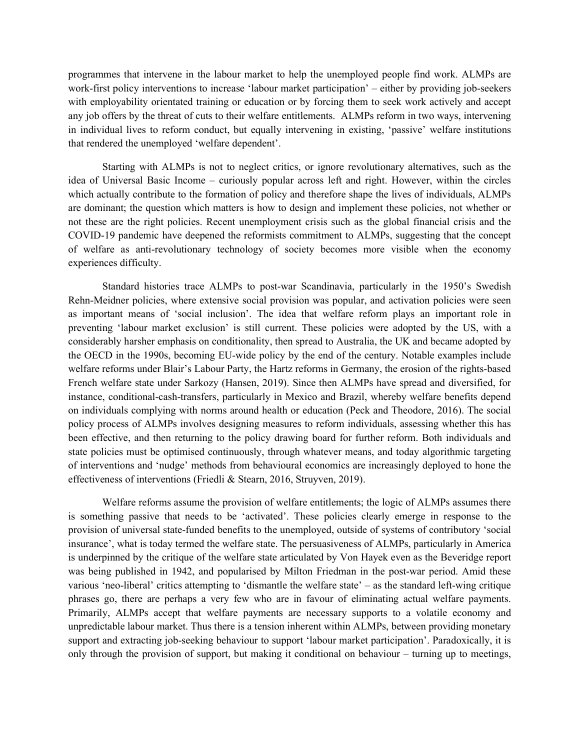programmes that intervene in the labour market to help the unemployed people find work. ALMPs are work-first policy interventions to increase 'labour market participation' – either by providing job-seekers with employability orientated training or education or by forcing them to seek work actively and accept any job offers by the threat of cuts to their welfare entitlements. ALMPs reform in two ways, intervening in individual lives to reform conduct, but equally intervening in existing, 'passive' welfare institutions that rendered the unemployed 'welfare dependent'.

Starting with ALMPs is not to neglect critics, or ignore revolutionary alternatives, such as the idea of Universal Basic Income – curiously popular across left and right. However, within the circles which actually contribute to the formation of policy and therefore shape the lives of individuals, ALMPs are dominant; the question which matters is how to design and implement these policies, not whether or not these are the right policies. Recent unemployment crisis such as the global financial crisis and the COVID-19 pandemic have deepened the reformists commitment to ALMPs, suggesting that the concept of welfare as anti-revolutionary technology of society becomes more visible when the economy experiences difficulty.

Standard histories trace ALMPs to post-war Scandinavia, particularly in the 1950's Swedish Rehn-Meidner policies, where extensive social provision was popular, and activation policies were seen as important means of 'social inclusion'. The idea that welfare reform plays an important role in preventing 'labour market exclusion' is still current. These policies were adopted by the US, with a considerably harsher emphasis on conditionality, then spread to Australia, the UK and became adopted by the OECD in the 1990s, becoming EU-wide policy by the end of the century. Notable examples include welfare reforms under Blair's Labour Party, the Hartz reforms in Germany, the erosion of the rights-based French welfare state under Sarkozy (Hansen, 2019). Since then ALMPs have spread and diversified, for instance, conditional-cash-transfers, particularly in Mexico and Brazil, whereby welfare benefits depend on individuals complying with norms around health or education (Peck and Theodore, 2016). The social policy process of ALMPs involves designing measures to reform individuals, assessing whether this has been effective, and then returning to the policy drawing board for further reform. Both individuals and state policies must be optimised continuously, through whatever means, and today algorithmic targeting of interventions and 'nudge' methods from behavioural economics are increasingly deployed to hone the effectiveness of interventions (Friedli & Stearn, 2016, Struyven, 2019).

Welfare reforms assume the provision of welfare entitlements; the logic of ALMPs assumes there is something passive that needs to be 'activated'. These policies clearly emerge in response to the provision of universal state-funded benefits to the unemployed, outside of systems of contributory 'social insurance', what is today termed the welfare state. The persuasiveness of ALMPs, particularly in America is underpinned by the critique of the welfare state articulated by Von Hayek even as the Beveridge report was being published in 1942, and popularised by Milton Friedman in the post-war period. Amid these various 'neo-liberal' critics attempting to 'dismantle the welfare state' – as the standard left-wing critique phrases go, there are perhaps a very few who are in favour of eliminating actual welfare payments. Primarily, ALMPs accept that welfare payments are necessary supports to a volatile economy and unpredictable labour market. Thus there is a tension inherent within ALMPs, between providing monetary support and extracting job-seeking behaviour to support 'labour market participation'. Paradoxically, it is only through the provision of support, but making it conditional on behaviour – turning up to meetings,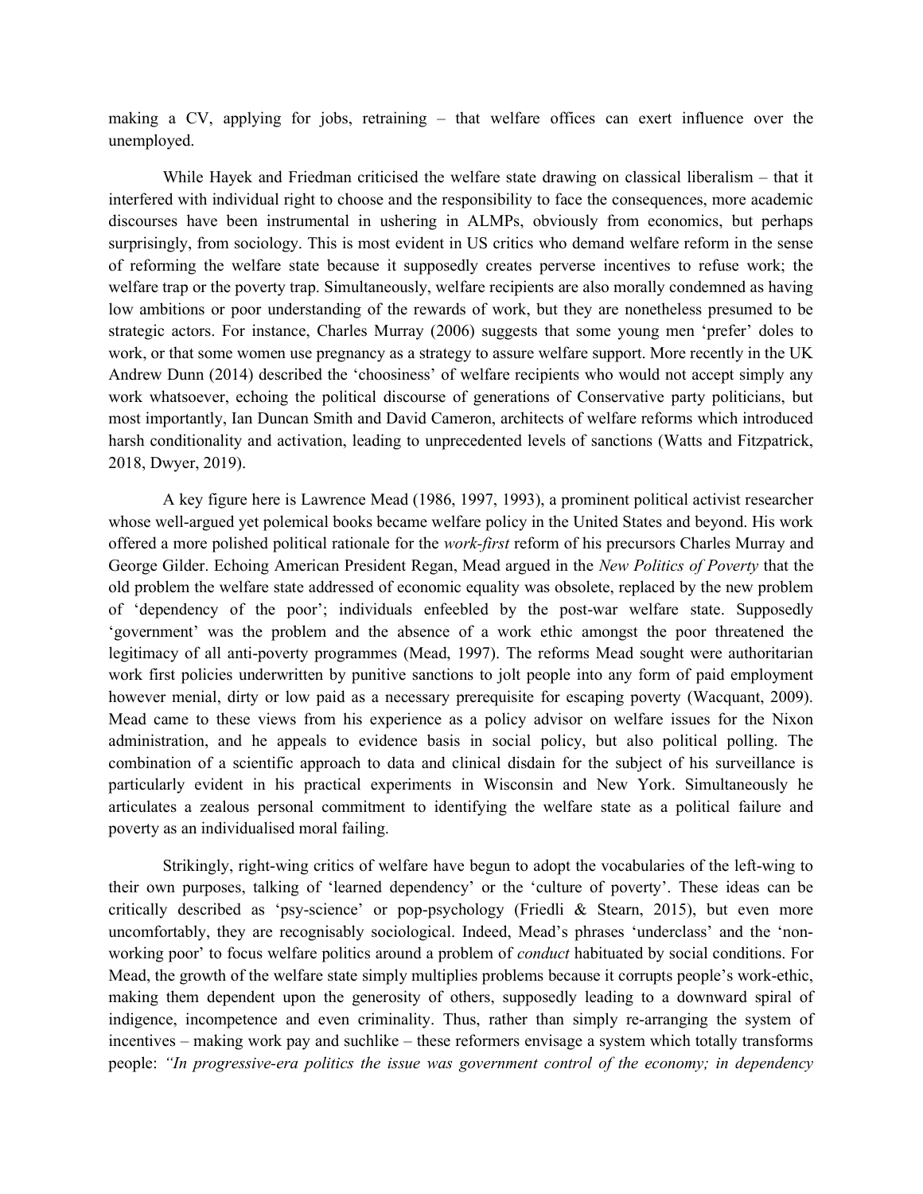making a CV, applying for jobs, retraining – that welfare offices can exert influence over the unemployed.

While Hayek and Friedman criticised the welfare state drawing on classical liberalism – that it interfered with individual right to choose and the responsibility to face the consequences, more academic discourses have been instrumental in ushering in ALMPs, obviously from economics, but perhaps surprisingly, from sociology. This is most evident in US critics who demand welfare reform in the sense of reforming the welfare state because it supposedly creates perverse incentives to refuse work; the welfare trap or the poverty trap. Simultaneously, welfare recipients are also morally condemned as having low ambitions or poor understanding of the rewards of work, but they are nonetheless presumed to be strategic actors. For instance, Charles Murray (2006) suggests that some young men 'prefer' doles to work, or that some women use pregnancy as a strategy to assure welfare support. More recently in the UK Andrew Dunn (2014) described the 'choosiness' of welfare recipients who would not accept simply any work whatsoever, echoing the political discourse of generations of Conservative party politicians, but most importantly, Ian Duncan Smith and David Cameron, architects of welfare reforms which introduced harsh conditionality and activation, leading to unprecedented levels of sanctions (Watts and Fitzpatrick, 2018, Dwyer, 2019).

A key figure here is Lawrence Mead (1986, 1997, 1993), a prominent political activist researcher whose well-argued yet polemical books became welfare policy in the United States and beyond. His work offered a more polished political rationale for the *work-first* reform of his precursors Charles Murray and George Gilder. Echoing American President Regan, Mead argued in the *New Politics of Poverty* that the old problem the welfare state addressed of economic equality was obsolete, replaced by the new problem of 'dependency of the poor'; individuals enfeebled by the post-war welfare state. Supposedly 'government' was the problem and the absence of a work ethic amongst the poor threatened the legitimacy of all anti-poverty programmes (Mead, 1997). The reforms Mead sought were authoritarian work first policies underwritten by punitive sanctions to jolt people into any form of paid employment however menial, dirty or low paid as a necessary prerequisite for escaping poverty (Wacquant, 2009). Mead came to these views from his experience as a policy advisor on welfare issues for the Nixon administration, and he appeals to evidence basis in social policy, but also political polling. The combination of a scientific approach to data and clinical disdain for the subject of his surveillance is particularly evident in his practical experiments in Wisconsin and New York. Simultaneously he articulates a zealous personal commitment to identifying the welfare state as a political failure and poverty as an individualised moral failing.

Strikingly, right-wing critics of welfare have begun to adopt the vocabularies of the left-wing to their own purposes, talking of 'learned dependency' or the 'culture of poverty'. These ideas can be critically described as 'psy-science' or pop-psychology (Friedli & Stearn, 2015), but even more uncomfortably, they are recognisably sociological. Indeed, Mead's phrases 'underclass' and the 'non-working poor' to focus welfare politics around a problem of *conduct* habituated by social conditions. For Mead, the growth of the welfare state simply multiplies problems because it corrupts people's work-ethic, making them dependent upon the generosity of others, supposedly leading to a downward spiral of indigence, incompetence and even criminality. Thus, rather than simply re-arranging the system of incentives – making work pay and suchlike – these reformers envisage a system which totally transforms people: *"In progressive-era politics the issue was government control of the economy; in dependency*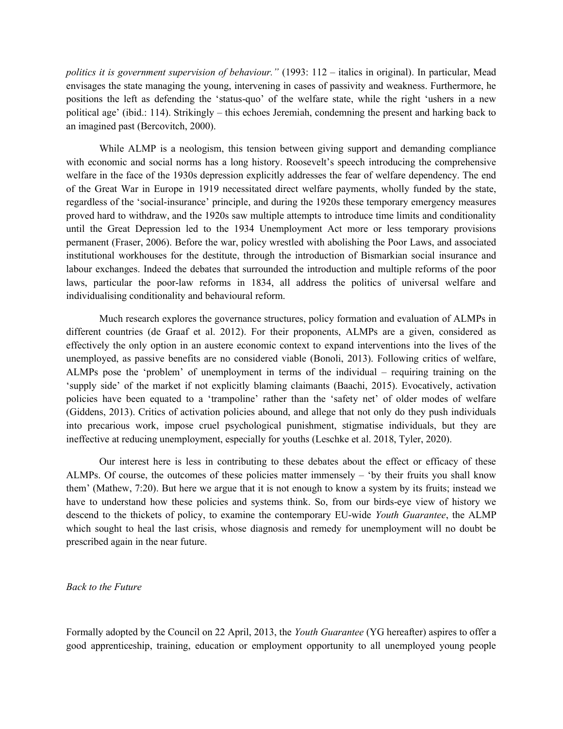*politics it is government supervision of behaviour."* (1993: 112 – italics in original). In particular, Mead envisages the state managing the young, intervening in cases of passivity and weakness. Furthermore, he positions the left as defending the 'status-quo' of the welfare state, while the right 'ushers in a new political age' (ibid.: 114). Strikingly – this echoes Jeremiah, condemning the present and harking back to an imagined past (Bercovitch, 2000).

While ALMP is a neologism, this tension between giving support and demanding compliance with economic and social norms has a long history. Roosevelt's speech introducing the comprehensive welfare in the face of the 1930s depression explicitly addresses the fear of welfare dependency. The end of the Great War in Europe in 1919 necessitated direct welfare payments, wholly funded by the state, regardless of the 'social-insurance' principle, and during the 1920s these temporary emergency measures proved hard to withdraw, and the 1920s saw multiple attempts to introduce time limits and conditionality until the Great Depression led to the 1934 Unemployment Act more or less temporary provisions permanent (Fraser, 2006). Before the war, policy wrestled with abolishing the Poor Laws, and associated institutional workhouses for the destitute, through the introduction of Bismarkian social insurance and labour exchanges. Indeed the debates that surrounded the introduction and multiple reforms of the poor laws, particular the poor-law reforms in 1834, all address the politics of universal welfare and individualising conditionality and behavioural reform.

Much research explores the governance structures, policy formation and evaluation of ALMPs in different countries (de Graaf et al. 2012). For their proponents, ALMPs are a given, considered as effectively the only option in an austere economic context to expand interventions into the lives of the unemployed, as passive benefits are no considered viable (Bonoli, 2013). Following critics of welfare, ALMPs pose the 'problem' of unemployment in terms of the individual – requiring training on the 'supply side' of the market if not explicitly blaming claimants (Baachi, 2015). Evocatively, activation policies have been equated to a 'trampoline' rather than the 'safety net' of older modes of welfare (Giddens, 2013). Critics of activation policies abound, and allege that not only do they push individuals into precarious work, impose cruel psychological punishment, stigmatise individuals, but they are ineffective at reducing unemployment, especially for youths (Leschke et al. 2018, Tyler, 2020).

Our interest here is less in contributing to these debates about the effect or efficacy of these ALMPs. Of course, the outcomes of these policies matter immensely – 'by their fruits you shall know them' (Mathew, 7:20). But here we argue that it is not enough to know a system by its fruits; instead we have to understand how these policies and systems think. So, from our birds-eye view of history we descend to the thickets of policy, to examine the contemporary EU-wide *Youth Guarantee*, the ALMP which sought to heal the last crisis, whose diagnosis and remedy for unemployment will no doubt be prescribed again in the near future.

*Back to the Future*

Formally adopted by the Council on 22 April, 2013, the *Youth Guarantee* (YG hereafter) aspires to offer a good apprenticeship, training, education or employment opportunity to all unemployed young people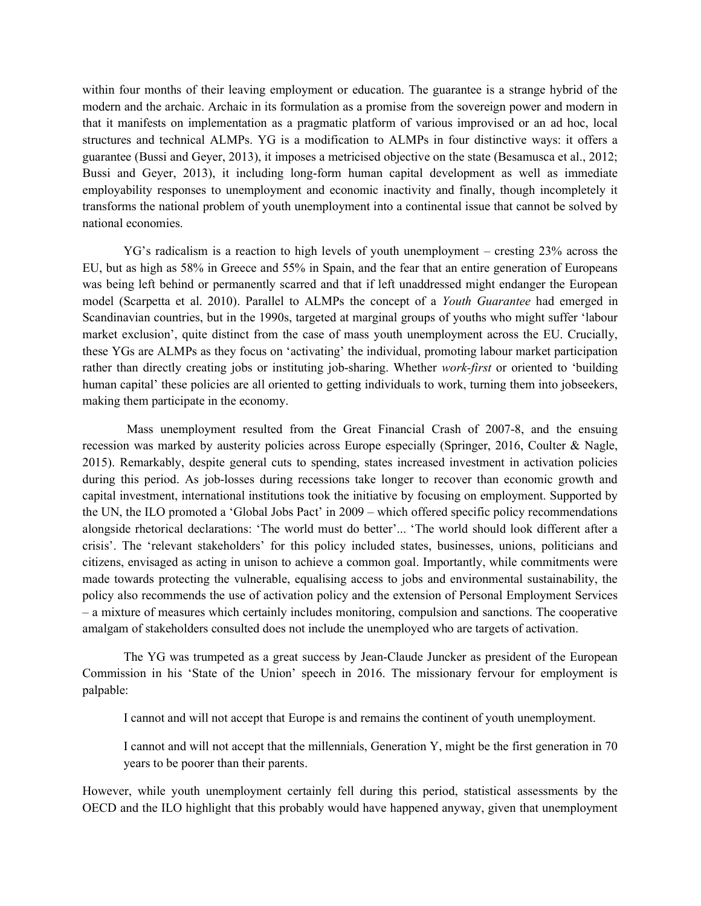within four months of their leaving employment or education. The guarantee is a strange hybrid of the modern and the archaic. Archaic in its formulation as a promise from the sovereign power and modern in that it manifests on implementation as a pragmatic platform of various improvised or an ad hoc, local structures and technical ALMPs. YG is a modification to ALMPs in four distinctive ways: it offers a guarantee (Bussi and Geyer, 2013), it imposes a metricised objective on the state (Besamusca et al., 2012; Bussi and Geyer, 2013), it including long-form human capital development as well as immediate employability responses to unemployment and economic inactivity and finally, though incompletely it transforms the national problem of youth unemployment into a continental issue that cannot be solved by national economies.

YG's radicalism is a reaction to high levels of youth unemployment – cresting 23% across the EU, but as high as 58% in Greece and 55% in Spain, and the fear that an entire generation of Europeans was being left behind or permanently scarred and that if left unaddressed might endanger the European model (Scarpetta et al. 2010). Parallel to ALMPs the concept of a *Youth Guarantee* had emerged in Scandinavian countries, but in the 1990s, targeted at marginal groups of youths who might suffer 'labour market exclusion', quite distinct from the case of mass youth unemployment across the EU. Crucially, these YGs are ALMPs as they focus on 'activating' the individual, promoting labour market participation rather than directly creating jobs or instituting job-sharing. Whether *work-first* or oriented to 'building human capital' these policies are all oriented to getting individuals to work, turning them into jobseekers, making them participate in the economy.

Mass unemployment resulted from the Great Financial Crash of 2007-8, and the ensuing recession was marked by austerity policies across Europe especially (Springer, 2016, Coulter & Nagle, 2015). Remarkably, despite general cuts to spending, states increased investment in activation policies during this period. As job-losses during recessions take longer to recover than economic growth and capital investment, international institutions took the initiative by focusing on employment. Supported by the UN, the ILO promoted a 'Global Jobs Pact' in 2009 – which offered specific policy recommendations alongside rhetorical declarations: 'The world must do better'... 'The world should look different after a crisis'. The 'relevant stakeholders' for this policy included states, businesses, unions, politicians and citizens, envisaged as acting in unison to achieve a common goal. Importantly, while commitments were made towards protecting the vulnerable, equalising access to jobs and environmental sustainability, the policy also recommends the use of activation policy and the extension of Personal Employment Services – a mixture of measures which certainly includes monitoring, compulsion and sanctions. The cooperative amalgam of stakeholders consulted does not include the unemployed who are targets of activation.

The YG was trumpeted as a great success by Jean-Claude Juncker as president of the European Commission in his 'State of the Union' speech in 2016. The missionary fervour for employment is palpable:

> I cannot and will not accept that Europe is and remains the continent of youth unemployment.
>
> I cannot and will not accept that the millennials, Generation Y, might be the first generation in 70 years to be poorer than their parents.

However, while youth unemployment certainly fell during this period, statistical assessments by the OECD and the ILO highlight that this probably would have happened anyway, given that unemployment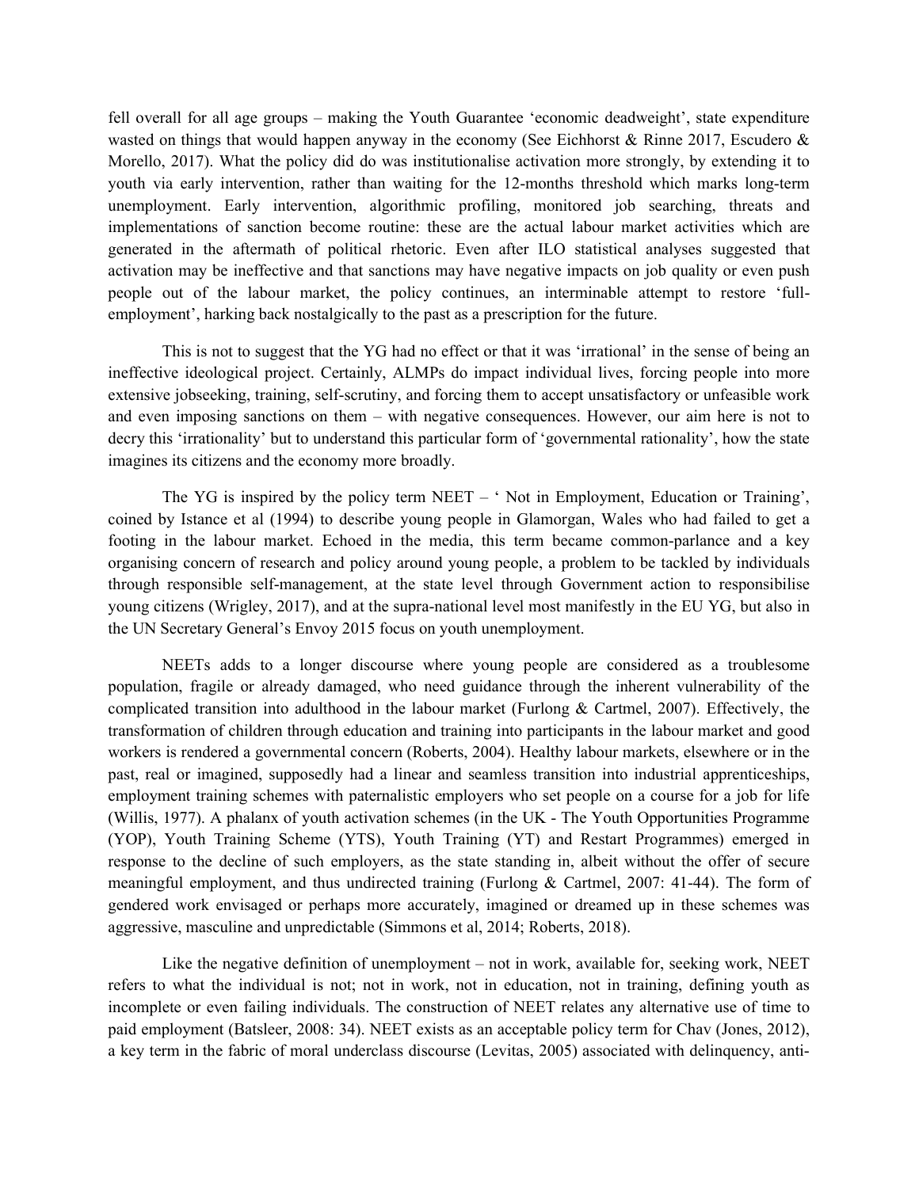fell overall for all age groups – making the Youth Guarantee 'economic deadweight', state expenditure wasted on things that would happen anyway in the economy (See Eichhorst & Rinne 2017, Escudero & Morello, 2017). What the policy did do was institutionalise activation more strongly, by extending it to youth via early intervention, rather than waiting for the 12-months threshold which marks long-term unemployment. Early intervention, algorithmic profiling, monitored job searching, threats and implementations of sanction become routine: these are the actual labour market activities which are generated in the aftermath of political rhetoric. Even after ILO statistical analyses suggested that activation may be ineffective and that sanctions may have negative impacts on job quality or even push people out of the labour market, the policy continues, an interminable attempt to restore 'full-employment', harking back nostalgically to the past as a prescription for the future.

This is not to suggest that the YG had no effect or that it was 'irrational' in the sense of being an ineffective ideological project. Certainly, ALMPs do impact individual lives, forcing people into more extensive jobseeking, training, self-scrutiny, and forcing them to accept unsatisfactory or unfeasible work and even imposing sanctions on them – with negative consequences. However, our aim here is not to decry this 'irrationality' but to understand this particular form of 'governmental rationality', how the state imagines its citizens and the economy more broadly.

The YG is inspired by the policy term NEET – ' Not in Employment, Education or Training', coined by Istance et al (1994) to describe young people in Glamorgan, Wales who had failed to get a footing in the labour market. Echoed in the media, this term became common-parlance and a key organising concern of research and policy around young people, a problem to be tackled by individuals through responsible self-management, at the state level through Government action to responsibilise young citizens (Wrigley, 2017), and at the supra-national level most manifestly in the EU YG, but also in the UN Secretary General's Envoy 2015 focus on youth unemployment.

NEETs adds to a longer discourse where young people are considered as a troublesome population, fragile or already damaged, who need guidance through the inherent vulnerability of the complicated transition into adulthood in the labour market (Furlong & Cartmel, 2007). Effectively, the transformation of children through education and training into participants in the labour market and good workers is rendered a governmental concern (Roberts, 2004). Healthy labour markets, elsewhere or in the past, real or imagined, supposedly had a linear and seamless transition into industrial apprenticeships, employment training schemes with paternalistic employers who set people on a course for a job for life (Willis, 1977). A phalanx of youth activation schemes (in the UK - The Youth Opportunities Programme (YOP), Youth Training Scheme (YTS), Youth Training (YT) and Restart Programmes) emerged in response to the decline of such employers, as the state standing in, albeit without the offer of secure meaningful employment, and thus undirected training (Furlong & Cartmel, 2007: 41-44). The form of gendered work envisaged or perhaps more accurately, imagined or dreamed up in these schemes was aggressive, masculine and unpredictable (Simmons et al, 2014; Roberts, 2018).

Like the negative definition of unemployment – not in work, available for, seeking work, NEET refers to what the individual is not; not in work, not in education, not in training, defining youth as incomplete or even failing individuals. The construction of NEET relates any alternative use of time to paid employment (Batsleer, 2008: 34). NEET exists as an acceptable policy term for Chav (Jones, 2012), a key term in the fabric of moral underclass discourse (Levitas, 2005) associated with delinquency, anti-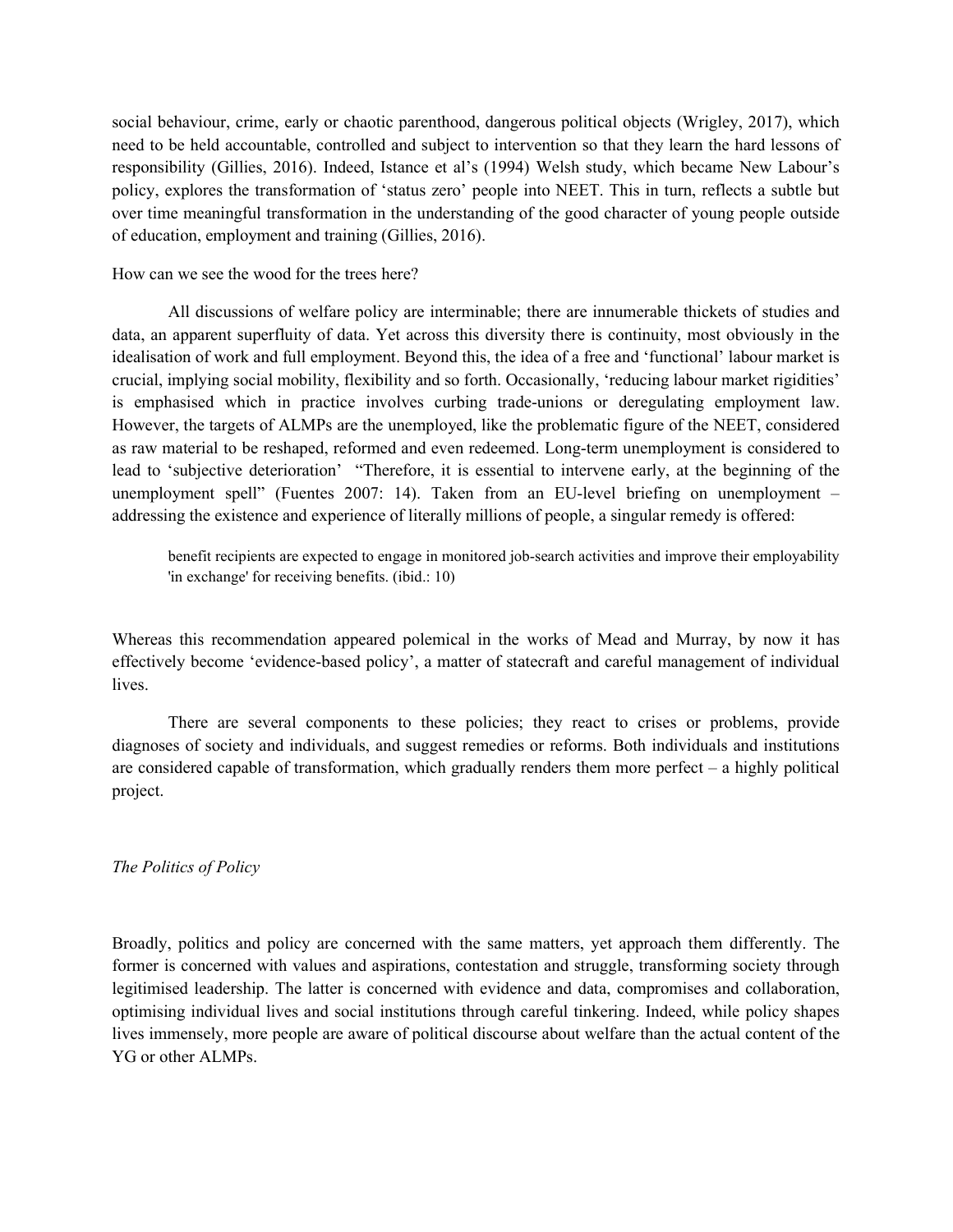social behaviour, crime, early or chaotic parenthood, dangerous political objects (Wrigley, 2017), which need to be held accountable, controlled and subject to intervention so that they learn the hard lessons of responsibility (Gillies, 2016). Indeed, Istance et al's (1994) Welsh study, which became New Labour's policy, explores the transformation of 'status zero' people into NEET. This in turn, reflects a subtle but over time meaningful transformation in the understanding of the good character of young people outside of education, employment and training (Gillies, 2016).

How can we see the wood for the trees here?

All discussions of welfare policy are interminable; there are innumerable thickets of studies and data, an apparent superfluity of data. Yet across this diversity there is continuity, most obviously in the idealisation of work and full employment. Beyond this, the idea of a free and 'functional' labour market is crucial, implying social mobility, flexibility and so forth. Occasionally, 'reducing labour market rigidities' is emphasised which in practice involves curbing trade-unions or deregulating employment law. However, the targets of ALMPs are the unemployed, like the problematic figure of the NEET, considered as raw material to be reshaped, reformed and even redeemed. Long-term unemployment is considered to lead to 'subjective deterioration' "Therefore, it is essential to intervene early, at the beginning of the unemployment spell" (Fuentes 2007: 14). Taken from an EU-level briefing on unemployment – addressing the existence and experience of literally millions of people, a singular remedy is offered:

> benefit recipients are expected to engage in monitored job-search activities and improve their employability 'in exchange' for receiving benefits. (ibid.: 10)

Whereas this recommendation appeared polemical in the works of Mead and Murray, by now it has effectively become 'evidence-based policy', a matter of statecraft and careful management of individual lives.

There are several components to these policies; they react to crises or problems, provide diagnoses of society and individuals, and suggest remedies or reforms. Both individuals and institutions are considered capable of transformation, which gradually renders them more perfect – a highly political project.

*The Politics of Policy*

Broadly, politics and policy are concerned with the same matters, yet approach them differently. The former is concerned with values and aspirations, contestation and struggle, transforming society through legitimised leadership. The latter is concerned with evidence and data, compromises and collaboration, optimising individual lives and social institutions through careful tinkering. Indeed, while policy shapes lives immensely, more people are aware of political discourse about welfare than the actual content of the YG or other ALMPs.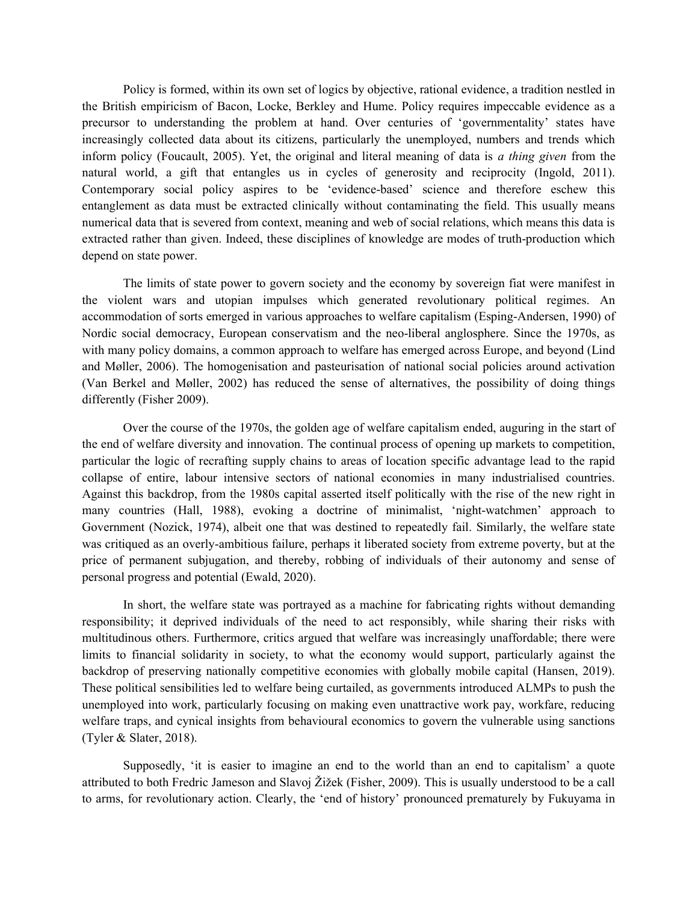Policy is formed, within its own set of logics by objective, rational evidence, a tradition nestled in the British empiricism of Bacon, Locke, Berkley and Hume. Policy requires impeccable evidence as a precursor to understanding the problem at hand. Over centuries of 'governmentality' states have increasingly collected data about its citizens, particularly the unemployed, numbers and trends which inform policy (Foucault, 2005). Yet, the original and literal meaning of data is *a thing given* from the natural world, a gift that entangles us in cycles of generosity and reciprocity (Ingold, 2011). Contemporary social policy aspires to be 'evidence-based' science and therefore eschew this entanglement as data must be extracted clinically without contaminating the field. This usually means numerical data that is severed from context, meaning and web of social relations, which means this data is extracted rather than given. Indeed, these disciplines of knowledge are modes of truth-production which depend on state power.

The limits of state power to govern society and the economy by sovereign fiat were manifest in the violent wars and utopian impulses which generated revolutionary political regimes. An accommodation of sorts emerged in various approaches to welfare capitalism (Esping-Andersen, 1990) of Nordic social democracy, European conservatism and the neo-liberal anglosphere. Since the 1970s, as with many policy domains, a common approach to welfare has emerged across Europe, and beyond (Lind and Møller, 2006). The homogenisation and pasteurisation of national social policies around activation (Van Berkel and Møller, 2002) has reduced the sense of alternatives, the possibility of doing things differently (Fisher 2009).

Over the course of the 1970s, the golden age of welfare capitalism ended, auguring in the start of the end of welfare diversity and innovation. The continual process of opening up markets to competition, particular the logic of recrafting supply chains to areas of location specific advantage lead to the rapid collapse of entire, labour intensive sectors of national economies in many industrialised countries. Against this backdrop, from the 1980s capital asserted itself politically with the rise of the new right in many countries (Hall, 1988), evoking a doctrine of minimalist, 'night-watchmen' approach to Government (Nozick, 1974), albeit one that was destined to repeatedly fail. Similarly, the welfare state was critiqued as an overly-ambitious failure, perhaps it liberated society from extreme poverty, but at the price of permanent subjugation, and thereby, robbing of individuals of their autonomy and sense of personal progress and potential (Ewald, 2020).

In short, the welfare state was portrayed as a machine for fabricating rights without demanding responsibility; it deprived individuals of the need to act responsibly, while sharing their risks with multitudinous others. Furthermore, critics argued that welfare was increasingly unaffordable; there were limits to financial solidarity in society, to what the economy would support, particularly against the backdrop of preserving nationally competitive economies with globally mobile capital (Hansen, 2019). These political sensibilities led to welfare being curtailed, as governments introduced ALMPs to push the unemployed into work, particularly focusing on making even unattractive work pay, workfare, reducing welfare traps, and cynical insights from behavioural economics to govern the vulnerable using sanctions (Tyler & Slater, 2018).

Supposedly, 'it is easier to imagine an end to the world than an end to capitalism' a quote attributed to both Fredric Jameson and Slavoj Žižek (Fisher, 2009). This is usually understood to be a call to arms, for revolutionary action. Clearly, the 'end of history' pronounced prematurely by Fukuyama in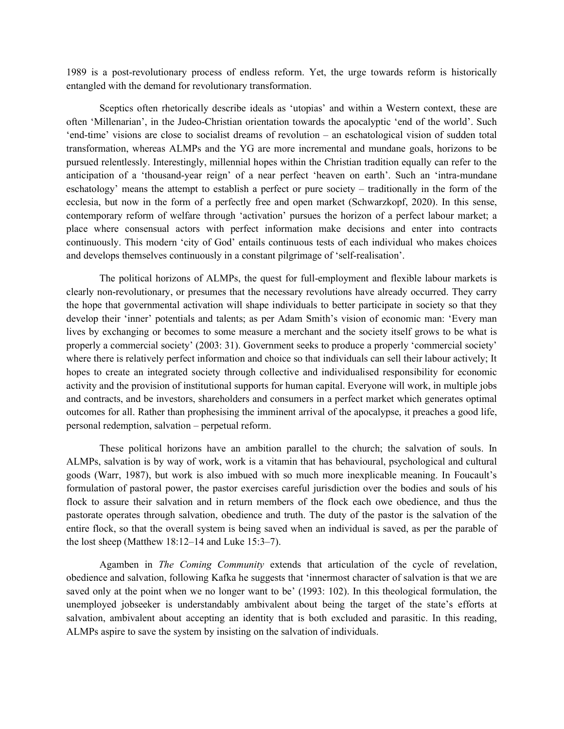1989 is a post-revolutionary process of endless reform. Yet, the urge towards reform is historically entangled with the demand for revolutionary transformation.

Sceptics often rhetorically describe ideals as 'utopias' and within a Western context, these are often 'Millenarian', in the Judeo-Christian orientation towards the apocalyptic 'end of the world'. Such 'end-time' visions are close to socialist dreams of revolution – an eschatological vision of sudden total transformation, whereas ALMPs and the YG are more incremental and mundane goals, horizons to be pursued relentlessly. Interestingly, millennial hopes within the Christian tradition equally can refer to the anticipation of a 'thousand-year reign' of a near perfect 'heaven on earth'. Such an 'intra-mundane eschatology' means the attempt to establish a perfect or pure society – traditionally in the form of the ecclesia, but now in the form of a perfectly free and open market (Schwarzkopf, 2020). In this sense, contemporary reform of welfare through 'activation' pursues the horizon of a perfect labour market; a place where consensual actors with perfect information make decisions and enter into contracts continuously. This modern 'city of God' entails continuous tests of each individual who makes choices and develops themselves continuously in a constant pilgrimage of 'self-realisation'.

The political horizons of ALMPs, the quest for full-employment and flexible labour markets is clearly non-revolutionary, or presumes that the necessary revolutions have already occurred. They carry the hope that governmental activation will shape individuals to better participate in society so that they develop their 'inner' potentials and talents; as per Adam Smith's vision of economic man: 'Every man lives by exchanging or becomes to some measure a merchant and the society itself grows to be what is properly a commercial society' (2003: 31). Government seeks to produce a properly 'commercial society' where there is relatively perfect information and choice so that individuals can sell their labour actively; It hopes to create an integrated society through collective and individualised responsibility for economic activity and the provision of institutional supports for human capital. Everyone will work, in multiple jobs and contracts, and be investors, shareholders and consumers in a perfect market which generates optimal outcomes for all. Rather than prophesising the imminent arrival of the apocalypse, it preaches a good life, personal redemption, salvation – perpetual reform.

These political horizons have an ambition parallel to the church; the salvation of souls. In ALMPs, salvation is by way of work, work is a vitamin that has behavioural, psychological and cultural goods (Warr, 1987), but work is also imbued with so much more inexplicable meaning. In Foucault's formulation of pastoral power, the pastor exercises careful jurisdiction over the bodies and souls of his flock to assure their salvation and in return members of the flock each owe obedience, and thus the pastorate operates through salvation, obedience and truth. The duty of the pastor is the salvation of the entire flock, so that the overall system is being saved when an individual is saved, as per the parable of the lost sheep (Matthew 18:12–14 and Luke 15:3–7).

Agamben in *The Coming Community* extends that articulation of the cycle of revelation, obedience and salvation, following Kafka he suggests that 'innermost character of salvation is that we are saved only at the point when we no longer want to be' (1993: 102). In this theological formulation, the unemployed jobseeker is understandably ambivalent about being the target of the state's efforts at salvation, ambivalent about accepting an identity that is both excluded and parasitic. In this reading, ALMPs aspire to save the system by insisting on the salvation of individuals.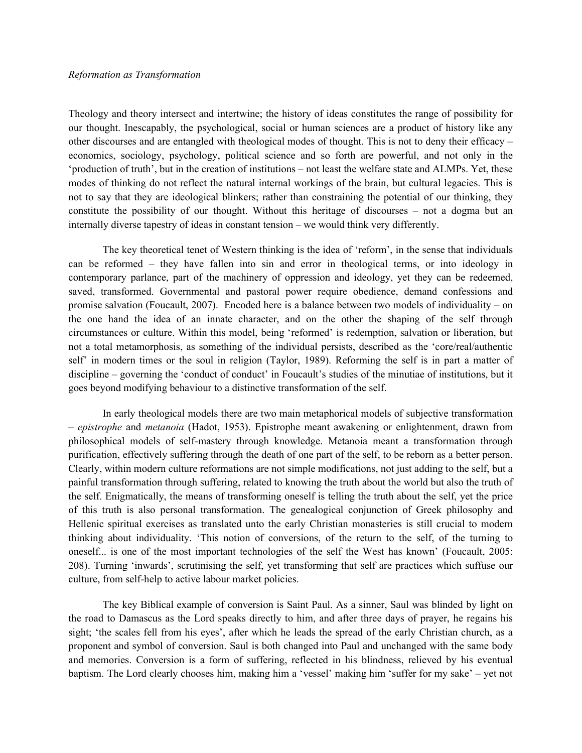*Reformation as Transformation*

Theology and theory intersect and intertwine; the history of ideas constitutes the range of possibility for our thought. Inescapably, the psychological, social or human sciences are a product of history like any other discourses and are entangled with theological modes of thought. This is not to deny their efficacy – economics, sociology, psychology, political science and so forth are powerful, and not only in the 'production of truth', but in the creation of institutions – not least the welfare state and ALMPs. Yet, these modes of thinking do not reflect the natural internal workings of the brain, but cultural legacies. This is not to say that they are ideological blinkers; rather than constraining the potential of our thinking, they constitute the possibility of our thought. Without this heritage of discourses – not a dogma but an internally diverse tapestry of ideas in constant tension – we would think very differently.

The key theoretical tenet of Western thinking is the idea of 'reform', in the sense that individuals can be reformed – they have fallen into sin and error in theological terms, or into ideology in contemporary parlance, part of the machinery of oppression and ideology, yet they can be redeemed, saved, transformed. Governmental and pastoral power require obedience, demand confessions and promise salvation (Foucault, 2007). Encoded here is a balance between two models of individuality – on the one hand the idea of an innate character, and on the other the shaping of the self through circumstances or culture. Within this model, being 'reformed' is redemption, salvation or liberation, but not a total metamorphosis, as something of the individual persists, described as the 'core/real/authentic self' in modern times or the soul in religion (Taylor, 1989). Reforming the self is in part a matter of discipline – governing the 'conduct of conduct' in Foucault's studies of the minutiae of institutions, but it goes beyond modifying behaviour to a distinctive transformation of the self.

In early theological models there are two main metaphorical models of subjective transformation – *epistrophe* and *metanoia* (Hadot, 1953). Epistrophe meant awakening or enlightenment, drawn from philosophical models of self-mastery through knowledge. Metanoia meant a transformation through purification, effectively suffering through the death of one part of the self, to be reborn as a better person. Clearly, within modern culture reformations are not simple modifications, not just adding to the self, but a painful transformation through suffering, related to knowing the truth about the world but also the truth of the self. Enigmatically, the means of transforming oneself is telling the truth about the self, yet the price of this truth is also personal transformation. The genealogical conjunction of Greek philosophy and Hellenic spiritual exercises as translated unto the early Christian monasteries is still crucial to modern thinking about individuality. 'This notion of conversions, of the return to the self, of the turning to oneself... is one of the most important technologies of the self the West has known' (Foucault, 2005: 208). Turning 'inwards', scrutinising the self, yet transforming that self are practices which suffuse our culture, from self-help to active labour market policies.

The key Biblical example of conversion is Saint Paul. As a sinner, Saul was blinded by light on the road to Damascus as the Lord speaks directly to him, and after three days of prayer, he regains his sight; 'the scales fell from his eyes', after which he leads the spread of the early Christian church, as a proponent and symbol of conversion. Saul is both changed into Paul and unchanged with the same body and memories. Conversion is a form of suffering, reflected in his blindness, relieved by his eventual baptism. The Lord clearly chooses him, making him a 'vessel' making him 'suffer for my sake' – yet not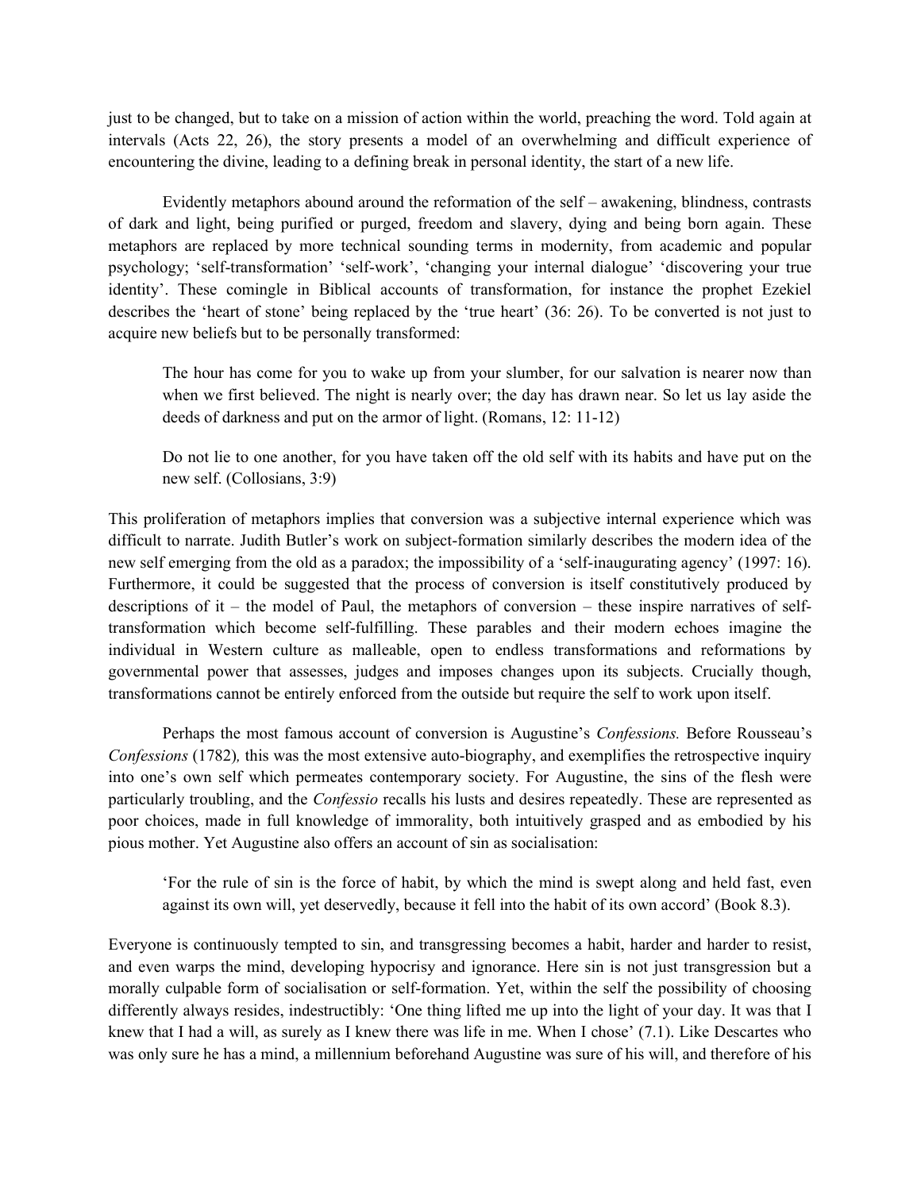just to be changed, but to take on a mission of action within the world, preaching the word. Told again at intervals (Acts 22, 26), the story presents a model of an overwhelming and difficult experience of encountering the divine, leading to a defining break in personal identity, the start of a new life.

Evidently metaphors abound around the reformation of the self – awakening, blindness, contrasts of dark and light, being purified or purged, freedom and slavery, dying and being born again. These metaphors are replaced by more technical sounding terms in modernity, from academic and popular psychology; 'self-transformation' 'self-work', 'changing your internal dialogue' 'discovering your true identity'. These comingle in Biblical accounts of transformation, for instance the prophet Ezekiel describes the 'heart of stone' being replaced by the 'true heart' (36: 26). To be converted is not just to acquire new beliefs but to be personally transformed:

> The hour has come for you to wake up from your slumber, for our salvation is nearer now than when we first believed. The night is nearly over; the day has drawn near. So let us lay aside the deeds of darkness and put on the armor of light. (Romans, 12: 11-12)
>
> Do not lie to one another, for you have taken off the old self with its habits and have put on the new self. (Collosians, 3:9)

This proliferation of metaphors implies that conversion was a subjective internal experience which was difficult to narrate. Judith Butler's work on subject-formation similarly describes the modern idea of the new self emerging from the old as a paradox; the impossibility of a 'self-inaugurating agency' (1997: 16). Furthermore, it could be suggested that the process of conversion is itself constitutively produced by descriptions of it – the model of Paul, the metaphors of conversion – these inspire narratives of self-transformation which become self-fulfilling. These parables and their modern echoes imagine the individual in Western culture as malleable, open to endless transformations and reformations by governmental power that assesses, judges and imposes changes upon its subjects. Crucially though, transformations cannot be entirely enforced from the outside but require the self to work upon itself.

Perhaps the most famous account of conversion is Augustine's *Confessions.* Before Rousseau's *Confessions* (1782)*,* this was the most extensive auto-biography, and exemplifies the retrospective inquiry into one's own self which permeates contemporary society. For Augustine, the sins of the flesh were particularly troubling, and the *Confessio* recalls his lusts and desires repeatedly. These are represented as poor choices, made in full knowledge of immorality, both intuitively grasped and as embodied by his pious mother. Yet Augustine also offers an account of sin as socialisation:

> 'For the rule of sin is the force of habit, by which the mind is swept along and held fast, even against its own will, yet deservedly, because it fell into the habit of its own accord' (Book 8.3).

Everyone is continuously tempted to sin, and transgressing becomes a habit, harder and harder to resist, and even warps the mind, developing hypocrisy and ignorance. Here sin is not just transgression but a morally culpable form of socialisation or self-formation. Yet, within the self the possibility of choosing differently always resides, indestructibly: 'One thing lifted me up into the light of your day. It was that I knew that I had a will, as surely as I knew there was life in me. When I chose' (7.1). Like Descartes who was only sure he has a mind, a millennium beforehand Augustine was sure of his will, and therefore of his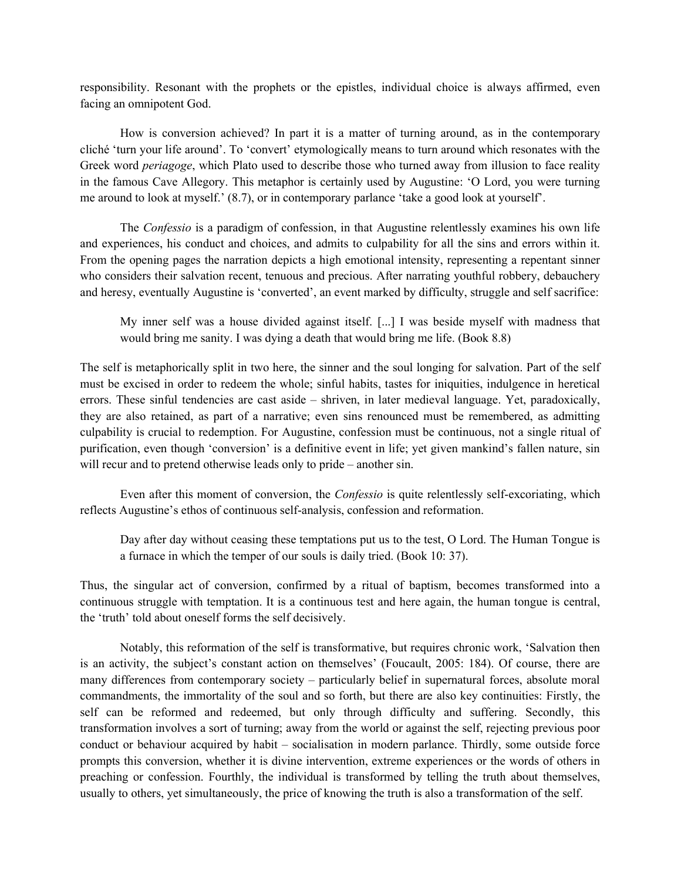responsibility. Resonant with the prophets or the epistles, individual choice is always affirmed, even facing an omnipotent God.

How is conversion achieved? In part it is a matter of turning around, as in the contemporary cliché 'turn your life around'. To 'convert' etymologically means to turn around which resonates with the Greek word *periagoge*, which Plato used to describe those who turned away from illusion to face reality in the famous Cave Allegory. This metaphor is certainly used by Augustine: 'O Lord, you were turning me around to look at myself.' (8.7), or in contemporary parlance 'take a good look at yourself'.

The *Confessio* is a paradigm of confession, in that Augustine relentlessly examines his own life and experiences, his conduct and choices, and admits to culpability for all the sins and errors within it. From the opening pages the narration depicts a high emotional intensity, representing a repentant sinner who considers their salvation recent, tenuous and precious. After narrating youthful robbery, debauchery and heresy, eventually Augustine is 'converted', an event marked by difficulty, struggle and self sacrifice:

> My inner self was a house divided against itself. [...] I was beside myself with madness that would bring me sanity. I was dying a death that would bring me life. (Book 8.8)

The self is metaphorically split in two here, the sinner and the soul longing for salvation. Part of the self must be excised in order to redeem the whole; sinful habits, tastes for iniquities, indulgence in heretical errors. These sinful tendencies are cast aside – shriven, in later medieval language. Yet, paradoxically, they are also retained, as part of a narrative; even sins renounced must be remembered, as admitting culpability is crucial to redemption. For Augustine, confession must be continuous, not a single ritual of purification, even though 'conversion' is a definitive event in life; yet given mankind's fallen nature, sin will recur and to pretend otherwise leads only to pride – another sin.

Even after this moment of conversion, the *Confessio* is quite relentlessly self-excoriating, which reflects Augustine's ethos of continuous self-analysis, confession and reformation.

> Day after day without ceasing these temptations put us to the test, O Lord. The Human Tongue is a furnace in which the temper of our souls is daily tried. (Book 10: 37).

Thus, the singular act of conversion, confirmed by a ritual of baptism, becomes transformed into a continuous struggle with temptation. It is a continuous test and here again, the human tongue is central, the 'truth' told about oneself forms the self decisively.

Notably, this reformation of the self is transformative, but requires chronic work, 'Salvation then is an activity, the subject's constant action on themselves' (Foucault, 2005: 184). Of course, there are many differences from contemporary society – particularly belief in supernatural forces, absolute moral commandments, the immortality of the soul and so forth, but there are also key continuities: Firstly, the self can be reformed and redeemed, but only through difficulty and suffering. Secondly, this transformation involves a sort of turning; away from the world or against the self, rejecting previous poor conduct or behaviour acquired by habit – socialisation in modern parlance. Thirdly, some outside force prompts this conversion, whether it is divine intervention, extreme experiences or the words of others in preaching or confession. Fourthly, the individual is transformed by telling the truth about themselves, usually to others, yet simultaneously, the price of knowing the truth is also a transformation of the self.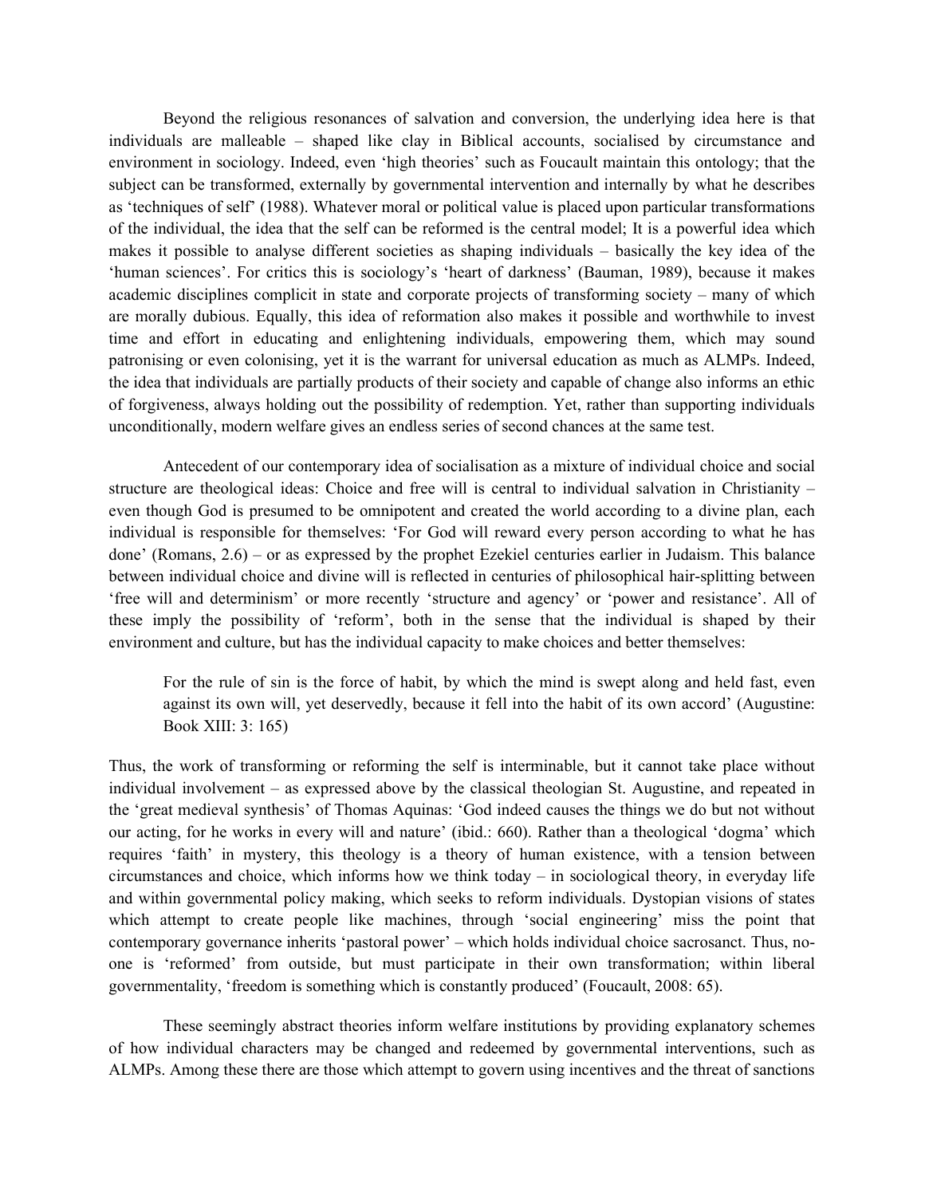Beyond the religious resonances of salvation and conversion, the underlying idea here is that individuals are malleable – shaped like clay in Biblical accounts, socialised by circumstance and environment in sociology. Indeed, even 'high theories' such as Foucault maintain this ontology; that the subject can be transformed, externally by governmental intervention and internally by what he describes as 'techniques of self' (1988). Whatever moral or political value is placed upon particular transformations of the individual, the idea that the self can be reformed is the central model; It is a powerful idea which makes it possible to analyse different societies as shaping individuals – basically the key idea of the 'human sciences'. For critics this is sociology's 'heart of darkness' (Bauman, 1989), because it makes academic disciplines complicit in state and corporate projects of transforming society – many of which are morally dubious. Equally, this idea of reformation also makes it possible and worthwhile to invest time and effort in educating and enlightening individuals, empowering them, which may sound patronising or even colonising, yet it is the warrant for universal education as much as ALMPs. Indeed, the idea that individuals are partially products of their society and capable of change also informs an ethic of forgiveness, always holding out the possibility of redemption. Yet, rather than supporting individuals unconditionally, modern welfare gives an endless series of second chances at the same test.

Antecedent of our contemporary idea of socialisation as a mixture of individual choice and social structure are theological ideas: Choice and free will is central to individual salvation in Christianity – even though God is presumed to be omnipotent and created the world according to a divine plan, each individual is responsible for themselves: 'For God will reward every person according to what he has done' (Romans, 2.6) – or as expressed by the prophet Ezekiel centuries earlier in Judaism. This balance between individual choice and divine will is reflected in centuries of philosophical hair-splitting between 'free will and determinism' or more recently 'structure and agency' or 'power and resistance'. All of these imply the possibility of 'reform', both in the sense that the individual is shaped by their environment and culture, but has the individual capacity to make choices and better themselves:

> For the rule of sin is the force of habit, by which the mind is swept along and held fast, even against its own will, yet deservedly, because it fell into the habit of its own accord' (Augustine: Book XIII: 3: 165)

Thus, the work of transforming or reforming the self is interminable, but it cannot take place without individual involvement – as expressed above by the classical theologian St. Augustine, and repeated in the 'great medieval synthesis' of Thomas Aquinas: 'God indeed causes the things we do but not without our acting, for he works in every will and nature' (ibid.: 660). Rather than a theological 'dogma' which requires 'faith' in mystery, this theology is a theory of human existence, with a tension between circumstances and choice, which informs how we think today – in sociological theory, in everyday life and within governmental policy making, which seeks to reform individuals. Dystopian visions of states which attempt to create people like machines, through 'social engineering' miss the point that contemporary governance inherits 'pastoral power' – which holds individual choice sacrosanct. Thus, no-one is 'reformed' from outside, but must participate in their own transformation; within liberal governmentality, 'freedom is something which is constantly produced' (Foucault, 2008: 65).

These seemingly abstract theories inform welfare institutions by providing explanatory schemes of how individual characters may be changed and redeemed by governmental interventions, such as ALMPs. Among these there are those which attempt to govern using incentives and the threat of sanctions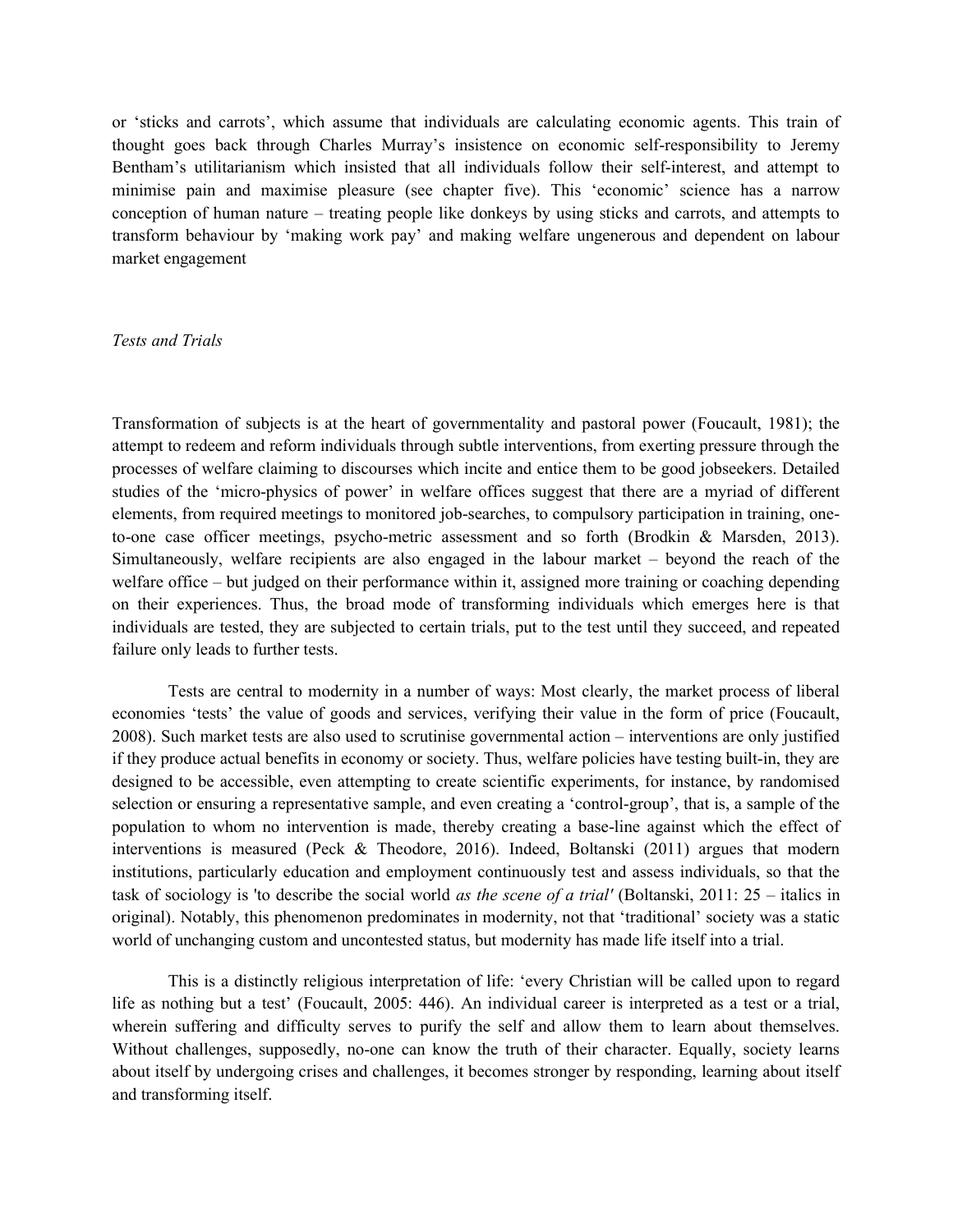or 'sticks and carrots', which assume that individuals are calculating economic agents. This train of thought goes back through Charles Murray's insistence on economic self-responsibility to Jeremy Bentham's utilitarianism which insisted that all individuals follow their self-interest, and attempt to minimise pain and maximise pleasure (see chapter five). This 'economic' science has a narrow conception of human nature – treating people like donkeys by using sticks and carrots, and attempts to transform behaviour by 'making work pay' and making welfare ungenerous and dependent on labour market engagement

*Tests and Trials*

Transformation of subjects is at the heart of governmentality and pastoral power (Foucault, 1981); the attempt to redeem and reform individuals through subtle interventions, from exerting pressure through the processes of welfare claiming to discourses which incite and entice them to be good jobseekers. Detailed studies of the 'micro-physics of power' in welfare offices suggest that there are a myriad of different elements, from required meetings to monitored job-searches, to compulsory participation in training, one-to-one case officer meetings, psycho-metric assessment and so forth (Brodkin & Marsden, 2013). Simultaneously, welfare recipients are also engaged in the labour market – beyond the reach of the welfare office – but judged on their performance within it, assigned more training or coaching depending on their experiences. Thus, the broad mode of transforming individuals which emerges here is that individuals are tested, they are subjected to certain trials, put to the test until they succeed, and repeated failure only leads to further tests.

Tests are central to modernity in a number of ways: Most clearly, the market process of liberal economies 'tests' the value of goods and services, verifying their value in the form of price (Foucault, 2008). Such market tests are also used to scrutinise governmental action – interventions are only justified if they produce actual benefits in economy or society. Thus, welfare policies have testing built-in, they are designed to be accessible, even attempting to create scientific experiments, for instance, by randomised selection or ensuring a representative sample, and even creating a 'control-group', that is, a sample of the population to whom no intervention is made, thereby creating a base-line against which the effect of interventions is measured (Peck & Theodore, 2016). Indeed, Boltanski (2011) argues that modern institutions, particularly education and employment continuously test and assess individuals, so that the task of sociology is 'to describe the social world *as the scene of a trial'* (Boltanski, 2011: 25 – italics in original). Notably, this phenomenon predominates in modernity, not that 'traditional' society was a static world of unchanging custom and uncontested status, but modernity has made life itself into a trial.

This is a distinctly religious interpretation of life: 'every Christian will be called upon to regard life as nothing but a test' (Foucault, 2005: 446). An individual career is interpreted as a test or a trial, wherein suffering and difficulty serves to purify the self and allow them to learn about themselves. Without challenges, supposedly, no-one can know the truth of their character. Equally, society learns about itself by undergoing crises and challenges, it becomes stronger by responding, learning about itself and transforming itself.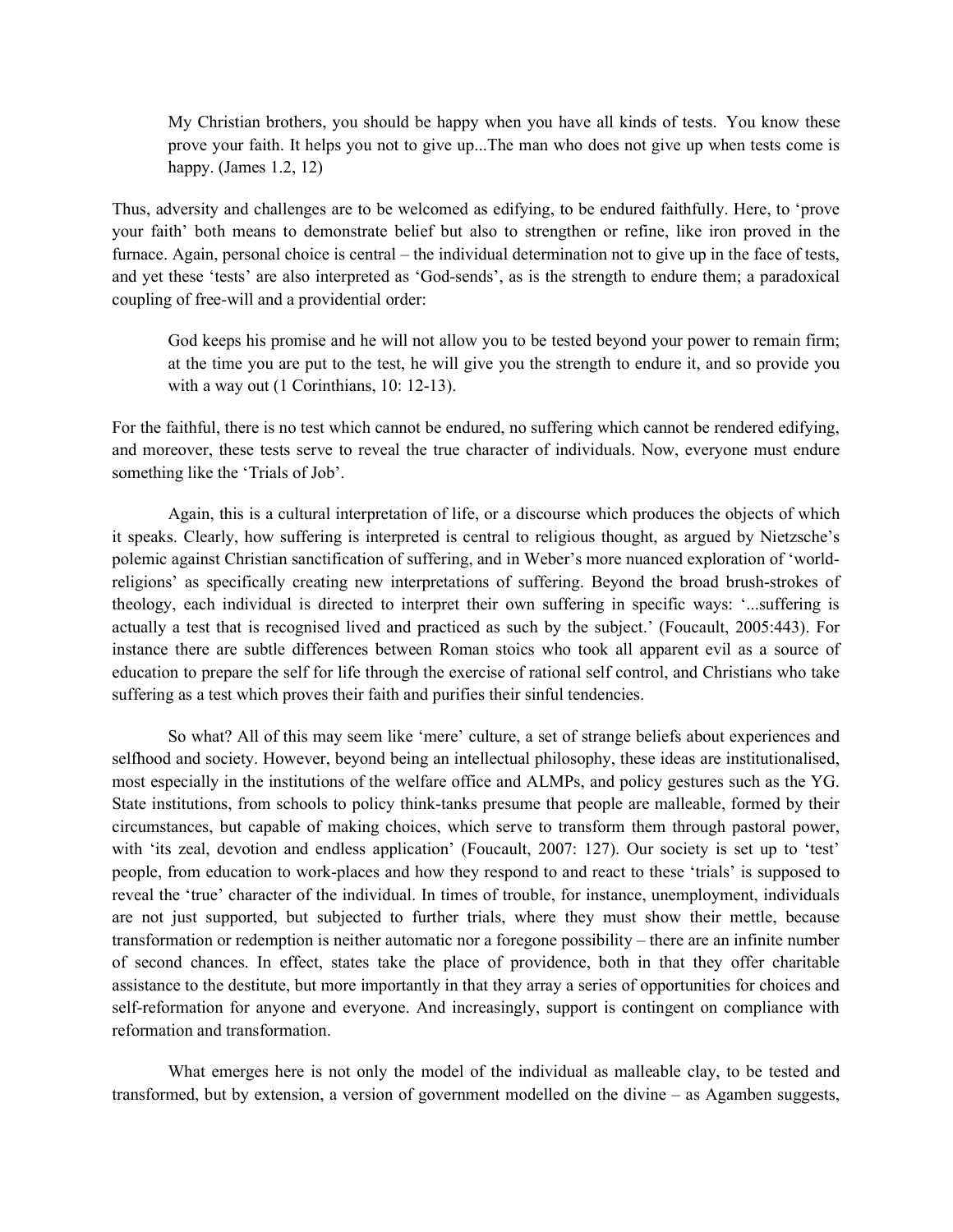> My Christian brothers, you should be happy when you have all kinds of tests. You know these prove your faith. It helps you not to give up...The man who does not give up when tests come is happy. (James 1.2, 12)

Thus, adversity and challenges are to be welcomed as edifying, to be endured faithfully. Here, to 'prove your faith' both means to demonstrate belief but also to strengthen or refine, like iron proved in the furnace. Again, personal choice is central – the individual determination not to give up in the face of tests, and yet these 'tests' are also interpreted as 'God-sends', as is the strength to endure them; a paradoxical coupling of free-will and a providential order:

> God keeps his promise and he will not allow you to be tested beyond your power to remain firm; at the time you are put to the test, he will give you the strength to endure it, and so provide you with a way out (1 Corinthians, 10: 12-13).

For the faithful, there is no test which cannot be endured, no suffering which cannot be rendered edifying, and moreover, these tests serve to reveal the true character of individuals. Now, everyone must endure something like the 'Trials of Job'.

Again, this is a cultural interpretation of life, or a discourse which produces the objects of which it speaks. Clearly, how suffering is interpreted is central to religious thought, as argued by Nietzsche's polemic against Christian sanctification of suffering, and in Weber's more nuanced exploration of 'world-religions' as specifically creating new interpretations of suffering. Beyond the broad brush-strokes of theology, each individual is directed to interpret their own suffering in specific ways: '...suffering is actually a test that is recognised lived and practiced as such by the subject.' (Foucault, 2005:443). For instance there are subtle differences between Roman stoics who took all apparent evil as a source of education to prepare the self for life through the exercise of rational self control, and Christians who take suffering as a test which proves their faith and purifies their sinful tendencies.

So what? All of this may seem like 'mere' culture, a set of strange beliefs about experiences and selfhood and society. However, beyond being an intellectual philosophy, these ideas are institutionalised, most especially in the institutions of the welfare office and ALMPs, and policy gestures such as the YG. State institutions, from schools to policy think-tanks presume that people are malleable, formed by their circumstances, but capable of making choices, which serve to transform them through pastoral power, with 'its zeal, devotion and endless application' (Foucault, 2007: 127). Our society is set up to 'test' people, from education to work-places and how they respond to and react to these 'trials' is supposed to reveal the 'true' character of the individual. In times of trouble, for instance, unemployment, individuals are not just supported, but subjected to further trials, where they must show their mettle, because transformation or redemption is neither automatic nor a foregone possibility – there are an infinite number of second chances. In effect, states take the place of providence, both in that they offer charitable assistance to the destitute, but more importantly in that they array a series of opportunities for choices and self-reformation for anyone and everyone. And increasingly, support is contingent on compliance with reformation and transformation.

What emerges here is not only the model of the individual as malleable clay, to be tested and transformed, but by extension, a version of government modelled on the divine – as Agamben suggests,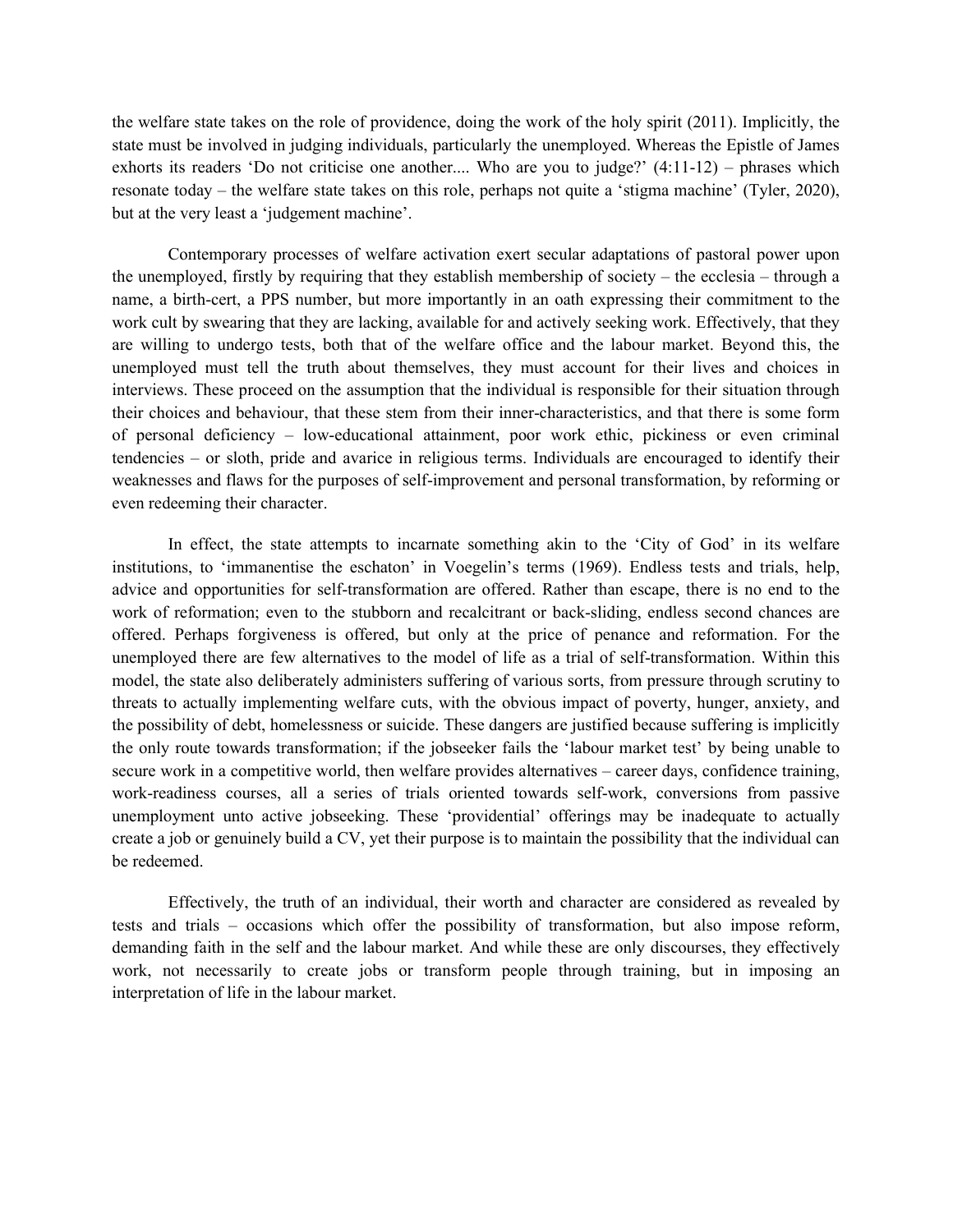the welfare state takes on the role of providence, doing the work of the holy spirit (2011). Implicitly, the state must be involved in judging individuals, particularly the unemployed. Whereas the Epistle of James exhorts its readers 'Do not criticise one another.... Who are you to judge?' (4:11-12) – phrases which resonate today – the welfare state takes on this role, perhaps not quite a 'stigma machine' (Tyler, 2020), but at the very least a 'judgement machine'.

Contemporary processes of welfare activation exert secular adaptations of pastoral power upon the unemployed, firstly by requiring that they establish membership of society – the ecclesia – through a name, a birth-cert, a PPS number, but more importantly in an oath expressing their commitment to the work cult by swearing that they are lacking, available for and actively seeking work. Effectively, that they are willing to undergo tests, both that of the welfare office and the labour market. Beyond this, the unemployed must tell the truth about themselves, they must account for their lives and choices in interviews. These proceed on the assumption that the individual is responsible for their situation through their choices and behaviour, that these stem from their inner-characteristics, and that there is some form of personal deficiency – low-educational attainment, poor work ethic, pickiness or even criminal tendencies – or sloth, pride and avarice in religious terms. Individuals are encouraged to identify their weaknesses and flaws for the purposes of self-improvement and personal transformation, by reforming or even redeeming their character.

In effect, the state attempts to incarnate something akin to the 'City of God' in its welfare institutions, to 'immanentise the eschaton' in Voegelin's terms (1969). Endless tests and trials, help, advice and opportunities for self-transformation are offered. Rather than escape, there is no end to the work of reformation; even to the stubborn and recalcitrant or back-sliding, endless second chances are offered. Perhaps forgiveness is offered, but only at the price of penance and reformation. For the unemployed there are few alternatives to the model of life as a trial of self-transformation. Within this model, the state also deliberately administers suffering of various sorts, from pressure through scrutiny to threats to actually implementing welfare cuts, with the obvious impact of poverty, hunger, anxiety, and the possibility of debt, homelessness or suicide. These dangers are justified because suffering is implicitly the only route towards transformation; if the jobseeker fails the 'labour market test' by being unable to secure work in a competitive world, then welfare provides alternatives – career days, confidence training, work-readiness courses, all a series of trials oriented towards self-work, conversions from passive unemployment unto active jobseeking. These 'providential' offerings may be inadequate to actually create a job or genuinely build a CV, yet their purpose is to maintain the possibility that the individual can be redeemed.

Effectively, the truth of an individual, their worth and character are considered as revealed by tests and trials – occasions which offer the possibility of transformation, but also impose reform, demanding faith in the self and the labour market. And while these are only discourses, they effectively work, not necessarily to create jobs or transform people through training, but in imposing an interpretation of life in the labour market.